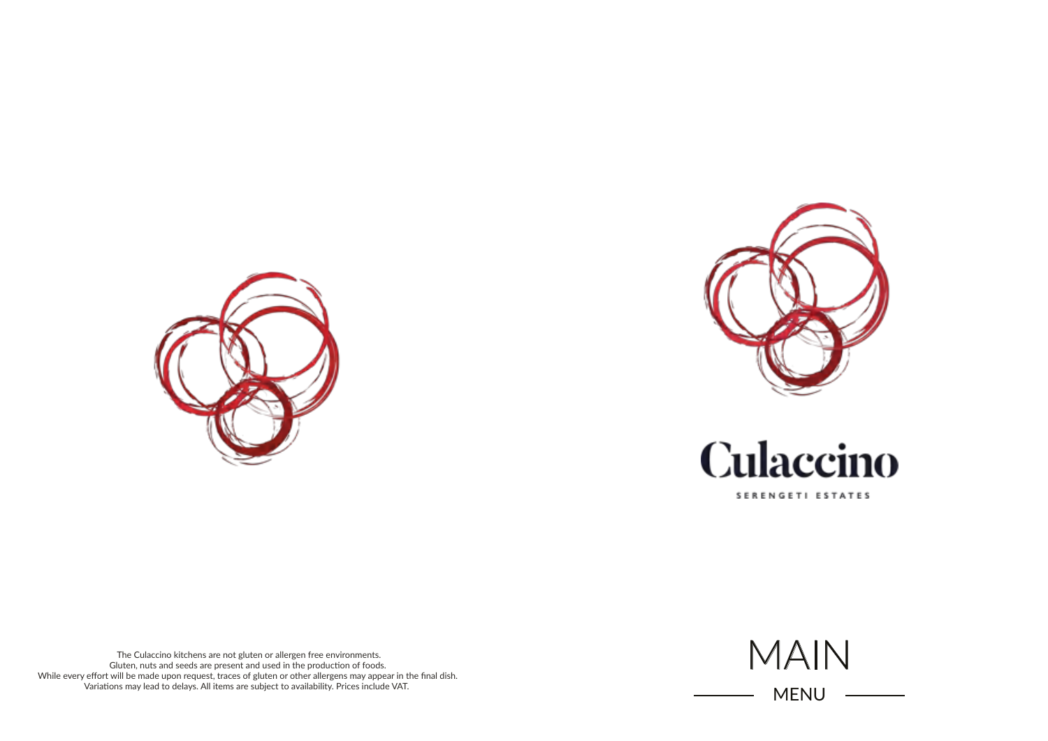# Culaccino

SERENGETI ESTATES

# MAIN

## MENU

The Culaccino kitchens are not gluten or allergen free environments.
Gluten, nuts and seeds are present and used in the production of foods.
While every effort will be made upon request, traces of gluten or other allergens may appear in the final dish.
Variations may lead to delays. All items are subject to availability. Prices include VAT.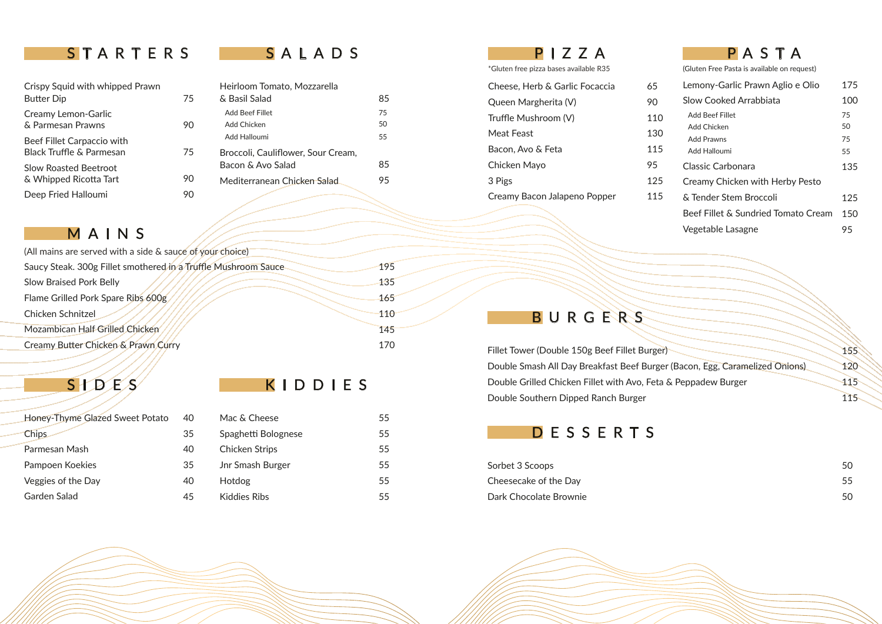## STARTERS

| | |
|---|---|
| Crispy Squid with whipped Prawn Butter Dip | 75 |
| Creamy Lemon-Garlic & Parmesan Prawns | 90 |
| Beef Fillet Carpaccio with Black Truffle & Parmesan | 75 |
| Slow Roasted Beetroot & Whipped Ricotta Tart | 90 |
| Deep Fried Halloumi | 90 |

## SALADS

| | |
|---|---|
| Heirloom Tomato, Mozzarella & Basil Salad | 85 |
| Add Beef Fillet | 75 |
| Add Chicken | 50 |
| Add Halloumi | 55 |
| Broccoli, Cauliflower, Sour Cream, Bacon & Avo Salad | 85 |
| Mediterranean Chicken Salad | 95 |

## MAINS

(All mains are served with a side & sauce of your choice)

| | |
|---|---|
| Saucy Steak. 300g Fillet smothered in a Truffle Mushroom Sauce | 195 |
| Slow Braised Pork Belly | 135 |
| Flame Grilled Pork Spare Ribs 600g | 165 |
| Chicken Schnitzel | 110 |
| Mozambican Half Grilled Chicken | 145 |
| Creamy Butter Chicken & Prawn Curry | 170 |

## SIDES

| | |
|---|---|
| Honey-Thyme Glazed Sweet Potato | 40 |
| Chips | 35 |
| Parmesan Mash | 40 |
| Pampoen Koekies | 35 |
| Veggies of the Day | 40 |
| Garden Salad | 45 |

## KIDDIES

| | |
|---|---|
| Mac & Cheese | 55 |
| Spaghetti Bolognese | 55 |
| Chicken Strips | 55 |
| Jnr Smash Burger | 55 |
| Hotdog | 55 |
| Kiddies Ribs | 55 |

## PIZZA

*Gluten free pizza bases available R35

| | |
|---|---|
| Cheese, Herb & Garlic Focaccia | 65 |
| Queen Margherita (V) | 90 |
| Truffle Mushroom (V) | 110 |
| Meat Feast | 130 |
| Bacon, Avo & Feta | 115 |
| Chicken Mayo | 95 |
| 3 Pigs | 125 |
| Creamy Bacon Jalapeno Popper | 115 |

## PASTA

(Gluten Free Pasta is available on request)

| | |
|---|---|
| Lemony-Garlic Prawn Aglio e Olio | 175 |
| Slow Cooked Arrabbiata | 100 |
| Add Beef Fillet | 75 |
| Add Chicken | 50 |
| Add Prawns | 75 |
| Add Halloumi | 55 |
| Classic Carbonara | 135 |
| Creamy Chicken with Herby Pesto & Tender Stem Broccoli | 125 |
| Beef Fillet & Sundried Tomato Cream | 150 |
| Vegetable Lasagne | 95 |

## BURGERS

| | |
|---|---|
| Fillet Tower (Double 150g Beef Fillet Burger) | 155 |
| Double Smash All Day Breakfast Beef Burger (Bacon, Egg, Caramelized Onions) | 120 |
| Double Grilled Chicken Fillet with Avo, Feta & Peppadew Burger | 115 |
| Double Southern Dipped Ranch Burger | 115 |

## DESSERTS

| | |
|---|---|
| Sorbet 3 Scoops | 50 |
| Cheesecake of the Day | 55 |
| Dark Chocolate Brownie | 50 |